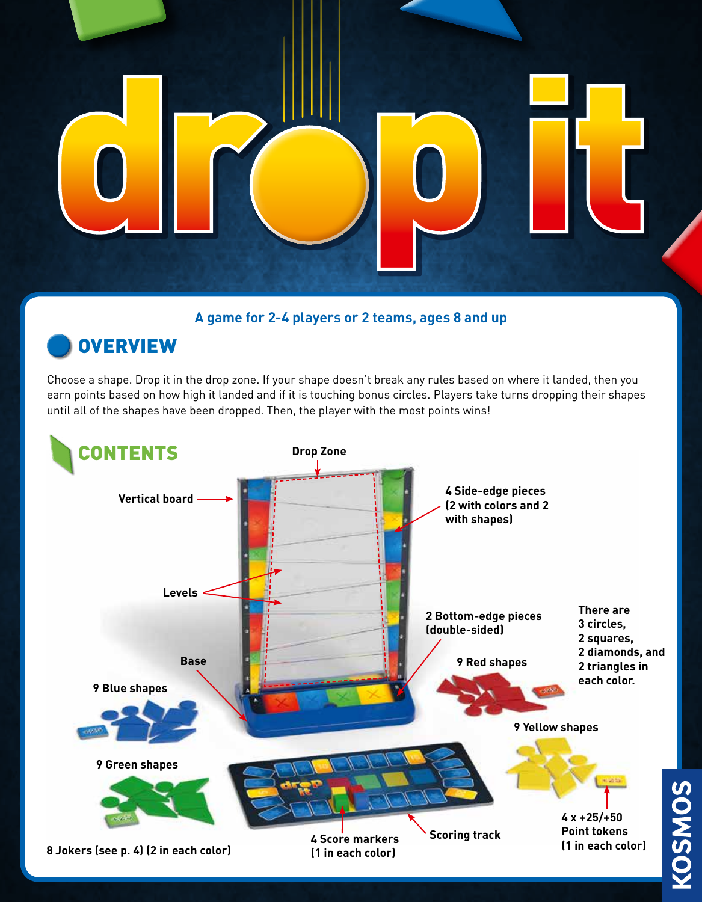# drop it

**A game for 2-4 players or 2 teams, ages 8 and up**

## OVERVIEW

Choose a shape. Drop it in the drop zone. If your shape doesn't break any rules based on where it landed, then you earn points based on how high it landed and if it is touching bonus circles. Players take turns dropping their shapes until all of the shapes have been dropped. Then, the player with the most points wins!

## CONTENTS

- Drop Zone
- Vertical board
- 4 Side-edge pieces (2 with colors and 2 with shapes)
- Levels
- 2 Bottom-edge pieces (double-sided)
- Base
- 9 Red shapes
- 9 Blue shapes
- 9 Yellow shapes
- 9 Green shapes
- There are 3 circles, 2 squares, 2 diamonds, and 2 triangles in each color.
- 8 Jokers (see p. 4) (2 in each color)
- 4 Score markers (1 in each color)
- Scoring track
- 4 x +25/+50 Point tokens (1 in each color)

KOSMOS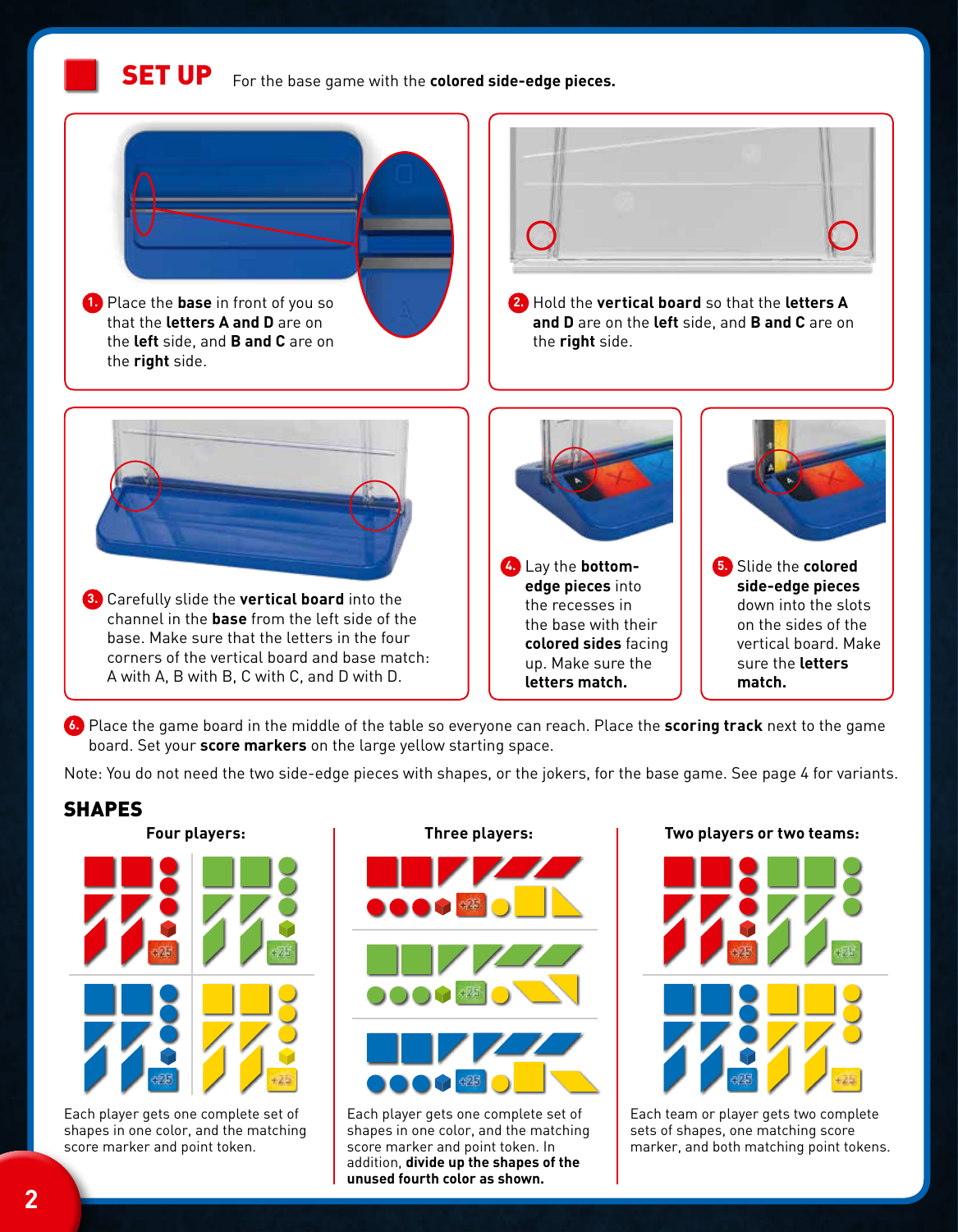## SET UP

For the base game with the **colored side-edge pieces.**

1. Place the **base** in front of you so that the **letters A and D** are on the **left** side, and **B and C** are on the **right** side.

2. Hold the **vertical board** so that the **letters A and D** are on the **left** side, and **B and C** are on the **right** side.

3. Carefully slide the **vertical board** into the channel in the **base** from the left side of the base. Make sure that the letters in the four corners of the vertical board and base match: A with A, B with B, C with C, and D with D.

4. Lay the **bottom-edge pieces** into the recesses in the base with their **colored sides** facing up. Make sure the **letters match.**

5. Slide the **colored side-edge pieces** down into the slots on the sides of the vertical board. Make sure the **letters match.**

6. Place the game board in the middle of the table so everyone can reach. Place the **scoring track** next to the game board. Set your **score markers** on the large yellow starting space.

Note: You do not need the two side-edge pieces with shapes, or the jokers, for the base game. See page 4 for variants.

## SHAPES

**Four players:**

Each player gets one complete set of shapes in one color, and the matching score marker and point token.

**Three players:**

Each player gets one complete set of shapes in one color, and the matching score marker and point token. In addition, **divide up the shapes of the unused fourth color as shown.**

**Two players or two teams:**

Each team or player gets two complete sets of shapes, one matching score marker, and both matching point tokens.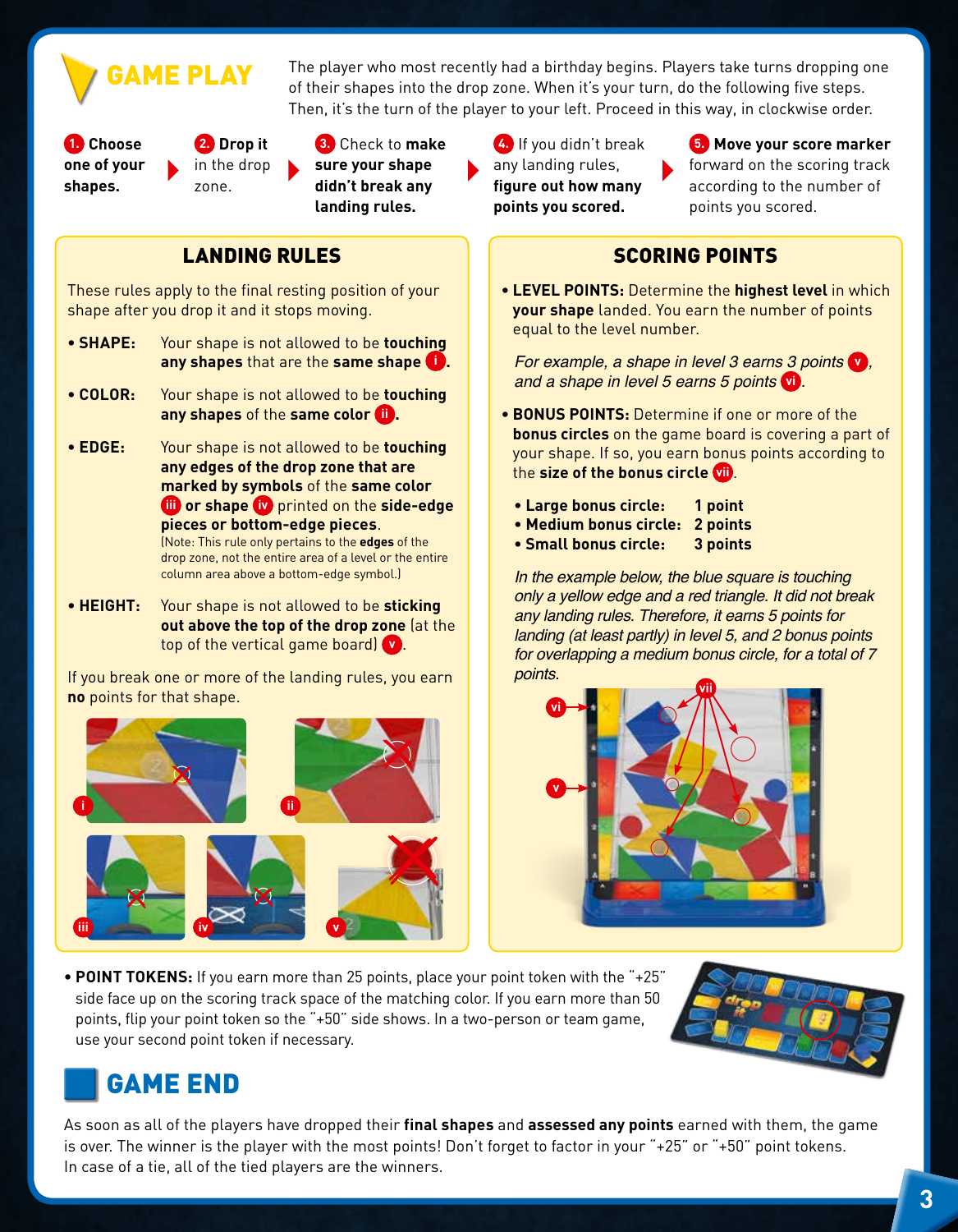## GAME PLAY

The player who most recently had a birthday begins. Players take turns dropping one of their shapes into the drop zone. When it's your turn, do the following five steps. Then, it's the turn of the player to your left. Proceed in this way, in clockwise order.

1. **Choose one of your shapes.**
2. **Drop it** in the drop zone.
3. Check to **make sure your shape didn't break any landing rules.**
4. If you didn't break any landing rules, **figure out how many points you scored.**
5. **Move your score marker** forward on the scoring track according to the number of points you scored.

### LANDING RULES

These rules apply to the final resting position of your shape after you drop it and it stops moving.

- **SHAPE:** Your shape is not allowed to be **touching any shapes** that are the **same shape** (i).
- **COLOR:** Your shape is not allowed to be **touching any shapes** of the **same color** (ii).
- **EDGE:** Your shape is not allowed to be **touching any edges of the drop zone that are marked by symbols** of the **same color** (iii) **or shape** (iv) printed on the **side-edge pieces or bottom-edge pieces**.
  (Note: This rule only pertains to the **edges** of the drop zone, not the entire area of a level or the entire column area above a bottom-edge symbol.)
- **HEIGHT:** Your shape is not allowed to be **sticking out above the top of the drop zone** (at the top of the vertical game board) (v).

If you break one or more of the landing rules, you earn **no** points for that shape.

### SCORING POINTS

- **LEVEL POINTS:** Determine the **highest level** in which **your shape** landed. You earn the number of points equal to the level number.

  *For example, a shape in level 3 earns 3 points (v), and a shape in level 5 earns 5 points (vi).*

- **BONUS POINTS:** Determine if one or more of the **bonus circles** on the game board is covering a part of your shape. If so, you earn bonus points according to the **size of the bonus circle** (vii).

  - **Large bonus circle: 1 point**
  - **Medium bonus circle: 2 points**
  - **Small bonus circle: 3 points**

  *In the example below, the blue square is touching only a yellow edge and a red triangle. It did not break any landing rules. Therefore, it earns 5 points for landing (at least partly) in level 5, and 2 bonus points for overlapping a medium bonus circle, for a total of 7 points.*

- **POINT TOKENS:** If you earn more than 25 points, place your point token with the "+25" side face up on the scoring track space of the matching color. If you earn more than 50 points, flip your point token so the "+50" side shows. In a two-person or team game, use your second point token if necessary.

## GAME END

As soon as all of the players have dropped their **final shapes** and **assessed any points** earned with them, the game is over. The winner is the player with the most points! Don't forget to factor in your "+25" or "+50" point tokens. In case of a tie, all of the tied players are the winners.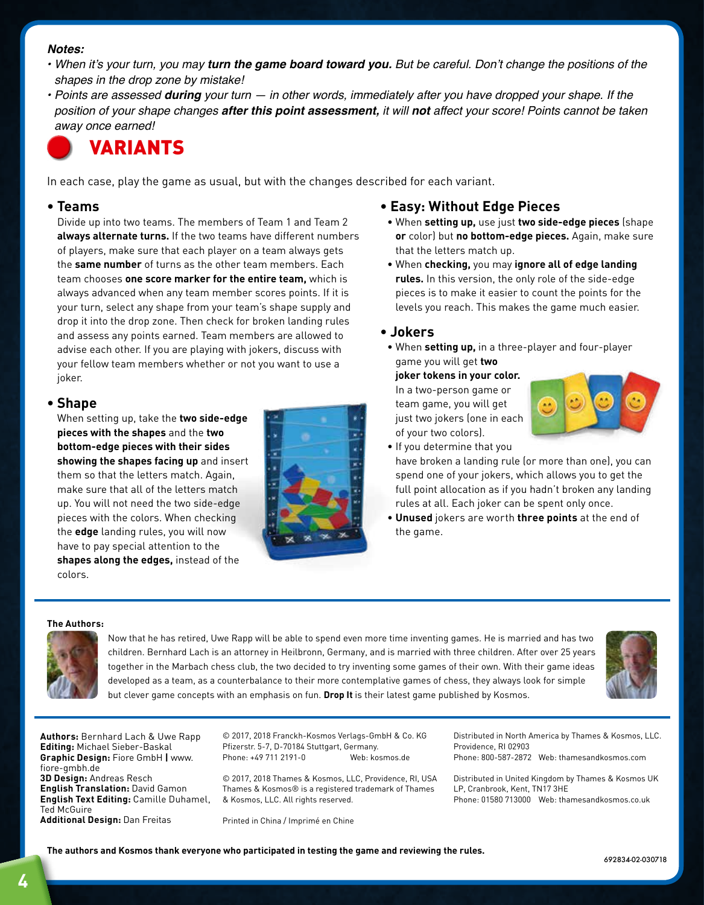***Notes:***

- *When it's your turn, you may **turn the game board toward you.** But be careful. Don't change the positions of the shapes in the drop zone by mistake!*
- *Points are assessed **during** your turn — in other words, immediately after you have dropped your shape. If the position of your shape changes **after this point assessment,** it will **not** affect your score! Points cannot be taken away once earned!*

## VARIANTS

In each case, play the game as usual, but with the changes described for each variant.

### • Teams

Divide up into two teams. The members of Team 1 and Team 2 **always alternate turns.** If the two teams have different numbers of players, make sure that each player on a team always gets the **same number** of turns as the other team members. Each team chooses **one score marker for the entire team,** which is always advanced when any team member scores points. If it is your turn, select any shape from your team's shape supply and drop it into the drop zone. Then check for broken landing rules and assess any points earned. Team members are allowed to advise each other. If you are playing with jokers, discuss with your fellow team members whether or not you want to use a joker.

### • Shape

When setting up, take the **two side-edge pieces with the shapes** and the **two bottom-edge pieces with their sides showing the shapes facing up** and insert them so that the letters match. Again, make sure that all of the letters match up. You will not need the two side-edge pieces with the colors. When checking the **edge** landing rules, you will now have to pay special attention to the **shapes along the edges,** instead of the colors.

### • Easy: Without Edge Pieces

- When **setting up,** use just **two side-edge pieces** (shape **or** color) but **no bottom-edge pieces.** Again, make sure that the letters match up.
- When **checking,** you may **ignore all of edge landing rules.** In this version, the only role of the side-edge pieces is to make it easier to count the points for the levels you reach. This makes the game much easier.

### • Jokers

- When **setting up,** in a three-player and four-player game you will get **two joker tokens in your color.** In a two-person game or team game, you will get just two jokers (one in each of your two colors).
- If you determine that you have broken a landing rule (or more than one), you can spend one of your jokers, which allows you to get the full point allocation as if you hadn't broken any landing rules at all. Each joker can be spent only once.
- **Unused** jokers are worth **three points** at the end of the game.

**The Authors:**

Now that he has retired, Uwe Rapp will be able to spend even more time inventing games. He is married and has two children. Bernhard Lach is an attorney in Heilbronn, Germany, and is married with three children. After over 25 years together in the Marbach chess club, the two decided to try inventing some games of their own. With their game ideas developed as a team, as a counterbalance to their more contemplative games of chess, they always look for simple but clever game concepts with an emphasis on fun. **Drop It** is their latest game published by Kosmos.

**Authors:** Bernhard Lach & Uwe Rapp
**Editing:** Michael Sieber-Baskal
**Graphic Design:** Fiore GmbH **|** www.fiore-gmbh.de
**3D Design:** Andreas Resch
**English Translation:** David Gamon
**English Text Editing:** Camille Duhamel, Ted McGuire
**Additional Design:** Dan Freitas

© 2017, 2018 Franckh-Kosmos Verlags-GmbH & Co. KG
Pfizerstr. 5-7, D-70184 Stuttgart, Germany.
Phone: +49 711 2191-0 Web: kosmos.de

© 2017, 2018 Thames & Kosmos, LLC, Providence, RI, USA
Thames & Kosmos® is a registered trademark of Thames & Kosmos, LLC. All rights reserved.

Printed in China / Imprimé en Chine

Distributed in North America by Thames & Kosmos, LLC. Providence, RI 02903
Phone: 800-587-2872 Web: thamesandkosmos.com

Distributed in United Kingdom by Thames & Kosmos UK LP, Cranbrook, Kent, TN17 3HE
Phone: 01580 713000 Web: thamesandkosmos.co.uk

**The authors and Kosmos thank everyone who participated in testing the game and reviewing the rules.**

692834-02-030718